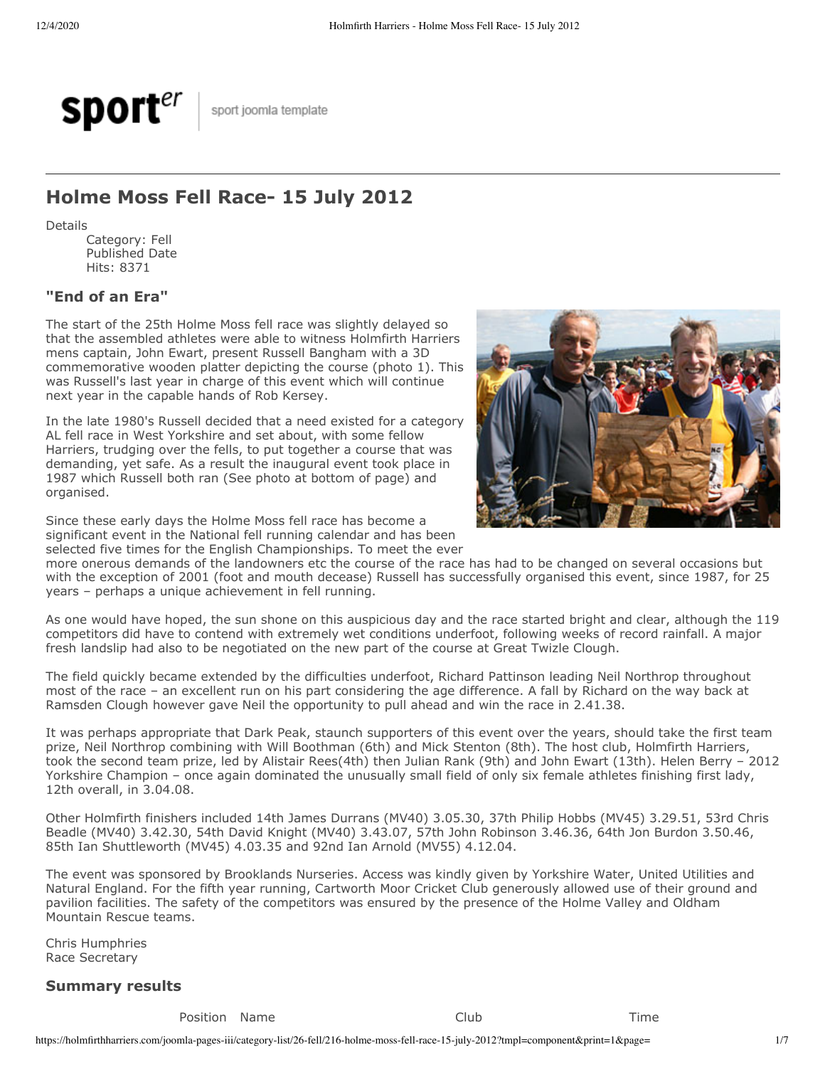sport[er] | sport joomla template

# Holme Moss Fell Race- 15 July 2012

Details
- Category: Fell
- Published Date
- Hits: 8371

### "End of an Era"

The start of the 25th Holme Moss fell race was slightly delayed so that the assembled athletes were able to witness Holmfirth Harriers mens captain, John Ewart, present Russell Bangham with a 3D commemorative wooden platter depicting the course (photo 1). This was Russell's last year in charge of this event which will continue next year in the capable hands of Rob Kersey.

In the late 1980's Russell decided that a need existed for a category AL fell race in West Yorkshire and set about, with some fellow Harriers, trudging over the fells, to put together a course that was demanding, yet safe. As a result the inaugural event took place in 1987 which Russell both ran (See photo at bottom of page) and organised.

Since these early days the Holme Moss fell race has become a significant event in the National fell running calendar and has been selected five times for the English Championships. To meet the ever more onerous demands of the landowners etc the course of the race has had to be changed on several occasions but with the exception of 2001 (foot and mouth decease) Russell has successfully organised this event, since 1987, for 25 years – perhaps a unique achievement in fell running.

As one would have hoped, the sun shone on this auspicious day and the race started bright and clear, although the 119 competitors did have to contend with extremely wet conditions underfoot, following weeks of record rainfall. A major fresh landslip had also to be negotiated on the new part of the course at Great Twizle Clough.

The field quickly became extended by the difficulties underfoot, Richard Pattinson leading Neil Northrop throughout most of the race – an excellent run on his part considering the age difference. A fall by Richard on the way back at Ramsden Clough however gave Neil the opportunity to pull ahead and win the race in 2.41.38.

It was perhaps appropriate that Dark Peak, staunch supporters of this event over the years, should take the first team prize, Neil Northrop combining with Will Boothman (6th) and Mick Stenton (8th). The host club, Holmfirth Harriers, took the second team prize, led by Alistair Rees(4th) then Julian Rank (9th) and John Ewart (13th). Helen Berry – 2012 Yorkshire Champion – once again dominated the unusually small field of only six female athletes finishing first lady, 12th overall, in 3.04.08.

Other Holmfirth finishers included 14th James Durrans (MV40) 3.05.30, 37th Philip Hobbs (MV45) 3.29.51, 53rd Chris Beadle (MV40) 3.42.30, 54th David Knight (MV40) 3.43.07, 57th John Robinson 3.46.36, 64th Jon Burdon 3.50.46, 85th Ian Shuttleworth (MV45) 4.03.35 and 92nd Ian Arnold (MV55) 4.12.04.

The event was sponsored by Brooklands Nurseries. Access was kindly given by Yorkshire Water, United Utilities and Natural England. For the fifth year running, Cartworth Moor Cricket Club generously allowed use of their ground and pavilion facilities. The safety of the competitors was ensured by the presence of the Holme Valley and Oldham Mountain Rescue teams.

Chris Humphries
Race Secretary

### Summary results

| Position | Name | Club | Time |
|---|---|---|---|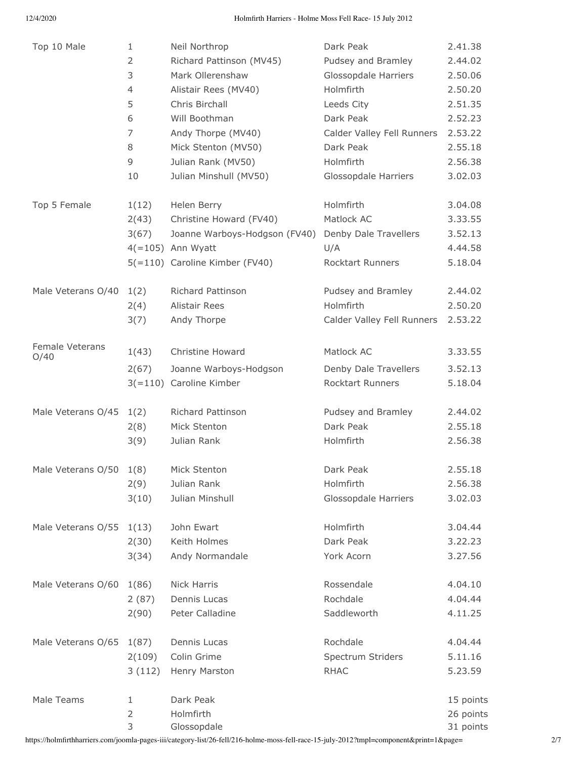| Category | Pos | Name | Club | Time |
|---|---|---|---|---|
| Top 10 Male | 1 | Neil Northrop | Dark Peak | 2.41.38 |
| | 2 | Richard Pattinson (MV45) | Pudsey and Bramley | 2.44.02 |
| | 3 | Mark Ollerenshaw | Glossopdale Harriers | 2.50.06 |
| | 4 | Alistair Rees (MV40) | Holmfirth | 2.50.20 |
| | 5 | Chris Birchall | Leeds City | 2.51.35 |
| | 6 | Will Boothman | Dark Peak | 2.52.23 |
| | 7 | Andy Thorpe (MV40) | Calder Valley Fell Runners | 2.53.22 |
| | 8 | Mick Stenton (MV50) | Dark Peak | 2.55.18 |
| | 9 | Julian Rank (MV50) | Holmfirth | 2.56.38 |
| | 10 | Julian Minshull (MV50) | Glossopdale Harriers | 3.02.03 |
| Top 5 Female | 1(12) | Helen Berry | Holmfirth | 3.04.08 |
| | 2(43) | Christine Howard (FV40) | Matlock AC | 3.33.55 |
| | 3(67) | Joanne Warboys-Hodgson (FV40) | Denby Dale Travellers | 3.52.13 |
| | 4(=105) | Ann Wyatt | U/A | 4.44.58 |
| | 5(=110) | Caroline Kimber (FV40) | Rocktart Runners | 5.18.04 |
| Male Veterans O/40 | 1(2) | Richard Pattinson | Pudsey and Bramley | 2.44.02 |
| | 2(4) | Alistair Rees | Holmfirth | 2.50.20 |
| | 3(7) | Andy Thorpe | Calder Valley Fell Runners | 2.53.22 |
| Female Veterans O/40 | 1(43) | Christine Howard | Matlock AC | 3.33.55 |
| | 2(67) | Joanne Warboys-Hodgson | Denby Dale Travellers | 3.52.13 |
| | 3(=110) | Caroline Kimber | Rocktart Runners | 5.18.04 |
| Male Veterans O/45 | 1(2) | Richard Pattinson | Pudsey and Bramley | 2.44.02 |
| | 2(8) | Mick Stenton | Dark Peak | 2.55.18 |
| | 3(9) | Julian Rank | Holmfirth | 2.56.38 |
| Male Veterans O/50 | 1(8) | Mick Stenton | Dark Peak | 2.55.18 |
| | 2(9) | Julian Rank | Holmfirth | 2.56.38 |
| | 3(10) | Julian Minshull | Glossopdale Harriers | 3.02.03 |
| Male Veterans O/55 | 1(13) | John Ewart | Holmfirth | 3.04.44 |
| | 2(30) | Keith Holmes | Dark Peak | 3.22.23 |
| | 3(34) | Andy Normandale | York Acorn | 3.27.56 |
| Male Veterans O/60 | 1(86) | Nick Harris | Rossendale | 4.04.10 |
| | 2 (87) | Dennis Lucas | Rochdale | 4.04.44 |
| | 2(90) | Peter Calladine | Saddleworth | 4.11.25 |
| Male Veterans O/65 | 1(87) | Dennis Lucas | Rochdale | 4.04.44 |
| | 2(109) | Colin Grime | Spectrum Striders | 5.11.16 |
| | 3 (112) | Henry Marston | RHAC | 5.23.59 |
| Male Teams | 1 | Dark Peak | | 15 points |
| | 2 | Holmfirth | | 26 points |
| | 3 | Glossopdale | | 31 points |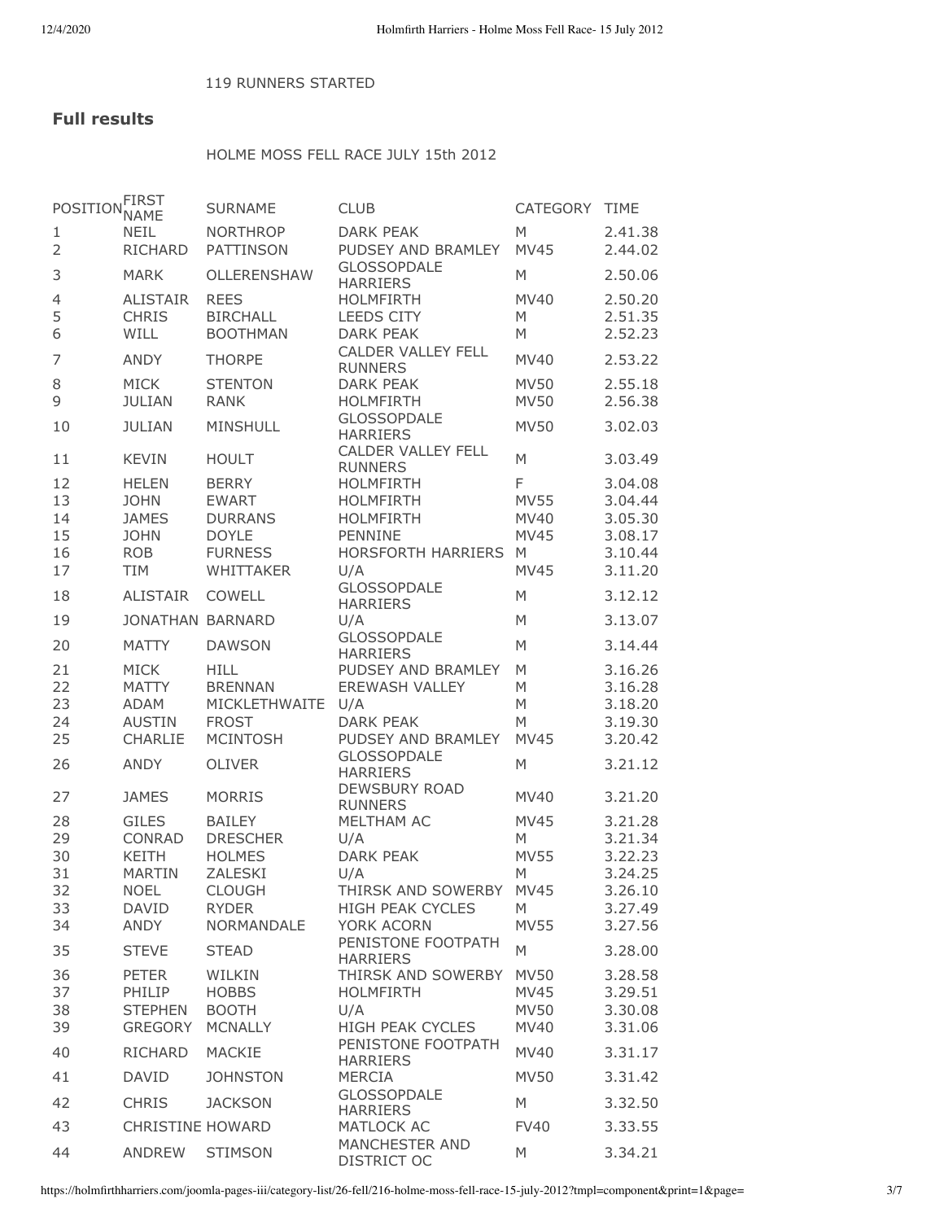119 RUNNERS STARTED

## Full results

HOLME MOSS FELL RACE JULY 15th 2012

| POSITION | FIRST NAME | SURNAME | CLUB | CATEGORY | TIME |
|---|---|---|---|---|---|
| 1 | NEIL | NORTHROP | DARK PEAK | M | 2.41.38 |
| 2 | RICHARD | PATTINSON | PUDSEY AND BRAMLEY | MV45 | 2.44.02 |
| 3 | MARK | OLLERENSHAW | GLOSSOPDALE HARRIERS | M | 2.50.06 |
| 4 | ALISTAIR | REES | HOLMFIRTH | MV40 | 2.50.20 |
| 5 | CHRIS | BIRCHALL | LEEDS CITY | M | 2.51.35 |
| 6 | WILL | BOOTHMAN | DARK PEAK | M | 2.52.23 |
| 7 | ANDY | THORPE | CALDER VALLEY FELL RUNNERS | MV40 | 2.53.22 |
| 8 | MICK | STENTON | DARK PEAK | MV50 | 2.55.18 |
| 9 | JULIAN | RANK | HOLMFIRTH | MV50 | 2.56.38 |
| 10 | JULIAN | MINSHULL | GLOSSOPDALE HARRIERS | MV50 | 3.02.03 |
| 11 | KEVIN | HOULT | CALDER VALLEY FELL RUNNERS | M | 3.03.49 |
| 12 | HELEN | BERRY | HOLMFIRTH | F | 3.04.08 |
| 13 | JOHN | EWART | HOLMFIRTH | MV55 | 3.04.44 |
| 14 | JAMES | DURRANS | HOLMFIRTH | MV40 | 3.05.30 |
| 15 | JOHN | DOYLE | PENNINE | MV45 | 3.08.17 |
| 16 | ROB | FURNESS | HORSFORTH HARRIERS | M | 3.10.44 |
| 17 | TIM | WHITTAKER | U/A | MV45 | 3.11.20 |
| 18 | ALISTAIR | COWELL | GLOSSOPDALE HARRIERS | M | 3.12.12 |
| 19 | JONATHAN | BARNARD | U/A | M | 3.13.07 |
| 20 | MATTY | DAWSON | GLOSSOPDALE HARRIERS | M | 3.14.44 |
| 21 | MICK | HILL | PUDSEY AND BRAMLEY | M | 3.16.26 |
| 22 | MATTY | BRENNAN | EREWASH VALLEY | M | 3.16.28 |
| 23 | ADAM | MICKLETHWAITE | U/A | M | 3.18.20 |
| 24 | AUSTIN | FROST | DARK PEAK | M | 3.19.30 |
| 25 | CHARLIE | MCINTOSH | PUDSEY AND BRAMLEY | MV45 | 3.20.42 |
| 26 | ANDY | OLIVER | GLOSSOPDALE HARRIERS | M | 3.21.12 |
| 27 | JAMES | MORRIS | DEWSBURY ROAD RUNNERS | MV40 | 3.21.20 |
| 28 | GILES | BAILEY | MELTHAM AC | MV45 | 3.21.28 |
| 29 | CONRAD | DRESCHER | U/A | M | 3.21.34 |
| 30 | KEITH | HOLMES | DARK PEAK | MV55 | 3.22.23 |
| 31 | MARTIN | ZALESKI | U/A | M | 3.24.25 |
| 32 | NOEL | CLOUGH | THIRSK AND SOWERBY | MV45 | 3.26.10 |
| 33 | DAVID | RYDER | HIGH PEAK CYCLES | M | 3.27.49 |
| 34 | ANDY | NORMANDALE | YORK ACORN | MV55 | 3.27.56 |
| 35 | STEVE | STEAD | PENISTONE FOOTPATH HARRIERS | M | 3.28.00 |
| 36 | PETER | WILKIN | THIRSK AND SOWERBY | MV50 | 3.28.58 |
| 37 | PHILIP | HOBBS | HOLMFIRTH | MV45 | 3.29.51 |
| 38 | STEPHEN | BOOTH | U/A | MV50 | 3.30.08 |
| 39 | GREGORY | MCNALLY | HIGH PEAK CYCLES | MV40 | 3.31.06 |
| 40 | RICHARD | MACKIE | PENISTONE FOOTPATH HARRIERS | MV40 | 3.31.17 |
| 41 | DAVID | JOHNSTON | MERCIA | MV50 | 3.31.42 |
| 42 | CHRIS | JACKSON | GLOSSOPDALE HARRIERS | M | 3.32.50 |
| 43 | CHRISTINE | HOWARD | MATLOCK AC | FV40 | 3.33.55 |
| 44 | ANDREW | STIMSON | MANCHESTER AND DISTRICT OC | M | 3.34.21 |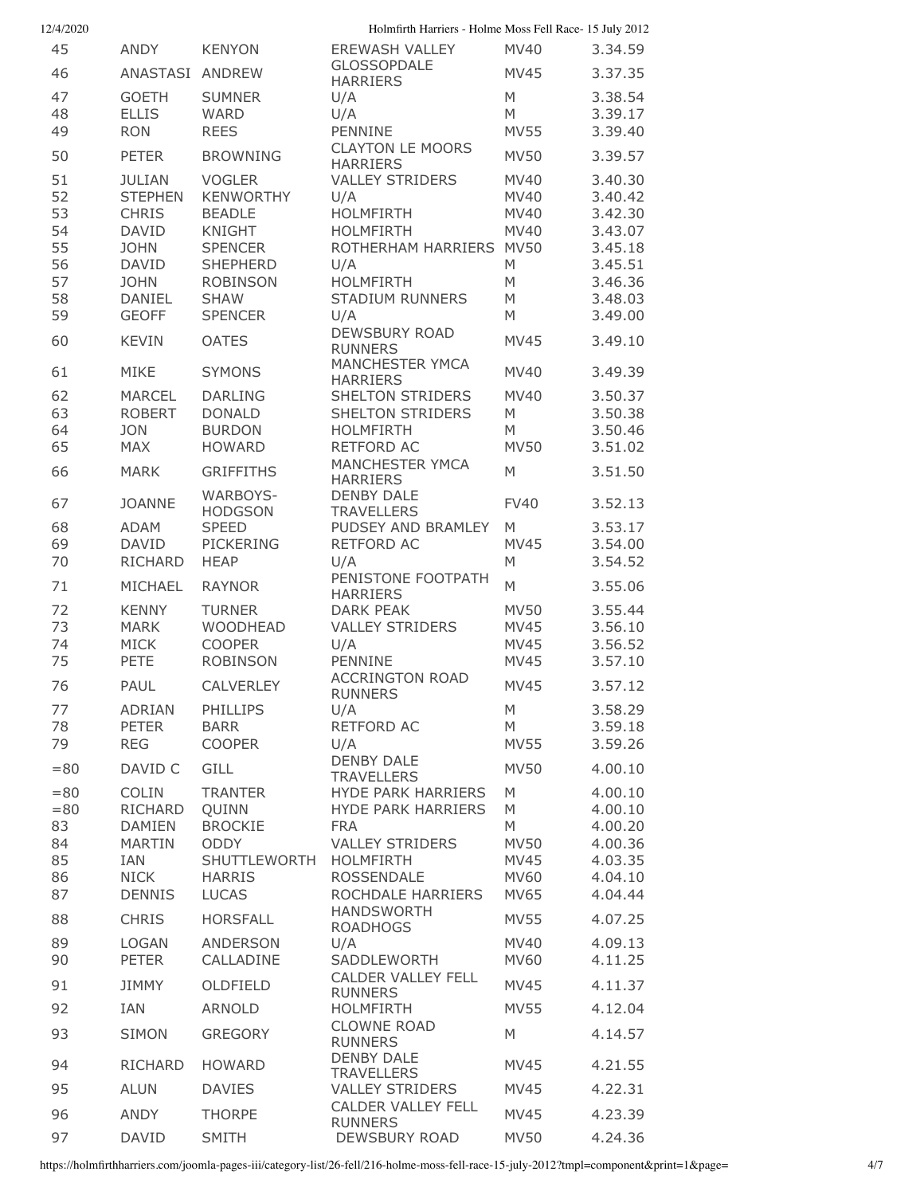| | | | | | |
|---|---|---|---|---|---|
| 45 | ANDY | KENYON | EREWASH VALLEY | MV40 | 3.34.59 |
| 46 | ANASTASI | ANDREW | GLOSSOPDALE HARRIERS | MV45 | 3.37.35 |
| 47 | GOETH | SUMNER | U/A | M | 3.38.54 |
| 48 | ELLIS | WARD | U/A | M | 3.39.17 |
| 49 | RON | REES | PENNINE | MV55 | 3.39.40 |
| 50 | PETER | BROWNING | CLAYTON LE MOORS HARRIERS | MV50 | 3.39.57 |
| 51 | JULIAN | VOGLER | VALLEY STRIDERS | MV40 | 3.40.30 |
| 52 | STEPHEN | KENWORTHY | U/A | MV40 | 3.40.42 |
| 53 | CHRIS | BEADLE | HOLMFIRTH | MV40 | 3.42.30 |
| 54 | DAVID | KNIGHT | HOLMFIRTH | MV40 | 3.43.07 |
| 55 | JOHN | SPENCER | ROTHERHAM HARRIERS | MV50 | 3.45.18 |
| 56 | DAVID | SHEPHERD | U/A | M | 3.45.51 |
| 57 | JOHN | ROBINSON | HOLMFIRTH | M | 3.46.36 |
| 58 | DANIEL | SHAW | STADIUM RUNNERS | M | 3.48.03 |
| 59 | GEOFF | SPENCER | U/A | M | 3.49.00 |
| 60 | KEVIN | OATES | DEWSBURY ROAD RUNNERS | MV45 | 3.49.10 |
| 61 | MIKE | SYMONS | MANCHESTER YMCA HARRIERS | MV40 | 3.49.39 |
| 62 | MARCEL | DARLING | SHELTON STRIDERS | MV40 | 3.50.37 |
| 63 | ROBERT | DONALD | SHELTON STRIDERS | M | 3.50.38 |
| 64 | JON | BURDON | HOLMFIRTH | M | 3.50.46 |
| 65 | MAX | HOWARD | RETFORD AC | MV50 | 3.51.02 |
| 66 | MARK | GRIFFITHS | MANCHESTER YMCA HARRIERS | M | 3.51.50 |
| 67 | JOANNE | WARBOYS-HODGSON | DENBY DALE TRAVELLERS | FV40 | 3.52.13 |
| 68 | ADAM | SPEED | PUDSEY AND BRAMLEY | M | 3.53.17 |
| 69 | DAVID | PICKERING | RETFORD AC | MV45 | 3.54.00 |
| 70 | RICHARD | HEAP | U/A | M | 3.54.52 |
| 71 | MICHAEL | RAYNOR | PENISTONE FOOTPATH HARRIERS | M | 3.55.06 |
| 72 | KENNY | TURNER | DARK PEAK | MV50 | 3.55.44 |
| 73 | MARK | WOODHEAD | VALLEY STRIDERS | MV45 | 3.56.10 |
| 74 | MICK | COOPER | U/A | MV45 | 3.56.52 |
| 75 | PETE | ROBINSON | PENNINE | MV45 | 3.57.10 |
| 76 | PAUL | CALVERLEY | ACCRINGTON ROAD RUNNERS | MV45 | 3.57.12 |
| 77 | ADRIAN | PHILLIPS | U/A | M | 3.58.29 |
| 78 | PETER | BARR | RETFORD AC | M | 3.59.18 |
| 79 | REG | COOPER | U/A | MV55 | 3.59.26 |
| =80 | DAVID C | GILL | DENBY DALE TRAVELLERS | MV50 | 4.00.10 |
| =80 | COLIN | TRANTER | HYDE PARK HARRIERS | M | 4.00.10 |
| =80 | RICHARD | QUINN | HYDE PARK HARRIERS | M | 4.00.10 |
| 83 | DAMIEN | BROCKIE | FRA | M | 4.00.20 |
| 84 | MARTIN | ODDY | VALLEY STRIDERS | MV50 | 4.00.36 |
| 85 | IAN | SHUTTLEWORTH | HOLMFIRTH | MV45 | 4.03.35 |
| 86 | NICK | HARRIS | ROSSENDALE | MV60 | 4.04.10 |
| 87 | DENNIS | LUCAS | ROCHDALE HARRIERS | MV65 | 4.04.44 |
| 88 | CHRIS | HORSFALL | HANDSWORTH ROADHOGS | MV55 | 4.07.25 |
| 89 | LOGAN | ANDERSON | U/A | MV40 | 4.09.13 |
| 90 | PETER | CALLADINE | SADDLEWORTH | MV60 | 4.11.25 |
| 91 | JIMMY | OLDFIELD | CALDER VALLEY FELL RUNNERS | MV45 | 4.11.37 |
| 92 | IAN | ARNOLD | HOLMFIRTH | MV55 | 4.12.04 |
| 93 | SIMON | GREGORY | CLOWNE ROAD RUNNERS | M | 4.14.57 |
| 94 | RICHARD | HOWARD | DENBY DALE TRAVELLERS | MV45 | 4.21.55 |
| 95 | ALUN | DAVIES | VALLEY STRIDERS | MV45 | 4.22.31 |
| 96 | ANDY | THORPE | CALDER VALLEY FELL RUNNERS | MV45 | 4.23.39 |
| 97 | DAVID | SMITH | DEWSBURY ROAD | MV50 | 4.24.36 |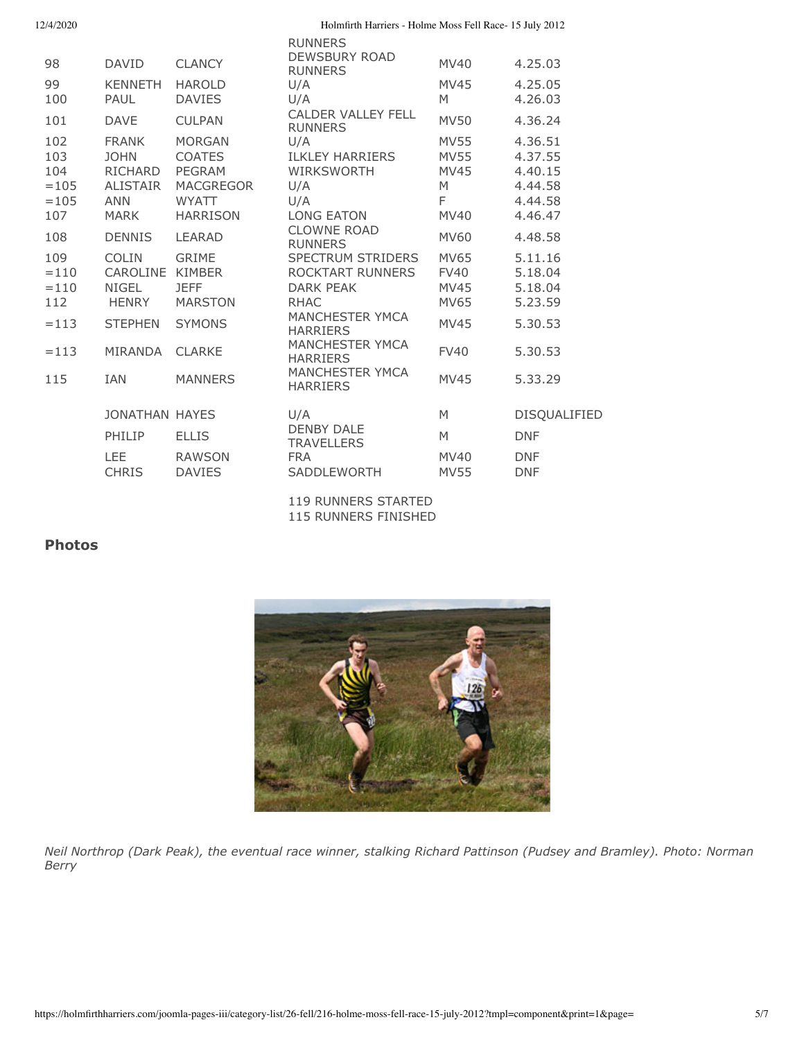| | | | | | |
|---|---|---|---|---|---|
| | | | RUNNERS | | |
| 98 | DAVID | CLANCY | DEWSBURY ROAD RUNNERS | MV40 | 4.25.03 |
| 99 | KENNETH | HAROLD | U/A | MV45 | 4.25.05 |
| 100 | PAUL | DAVIES | U/A | M | 4.26.03 |
| 101 | DAVE | CULPAN | CALDER VALLEY FELL RUNNERS | MV50 | 4.36.24 |
| 102 | FRANK | MORGAN | U/A | MV55 | 4.36.51 |
| 103 | JOHN | COATES | ILKLEY HARRIERS | MV55 | 4.37.55 |
| 104 | RICHARD | PEGRAM | WIRKSWORTH | MV45 | 4.40.15 |
| =105 | ALISTAIR | MACGREGOR | U/A | M | 4.44.58 |
| =105 | ANN | WYATT | U/A | F | 4.44.58 |
| 107 | MARK | HARRISON | LONG EATON | MV40 | 4.46.47 |
| 108 | DENNIS | LEARAD | CLOWNE ROAD RUNNERS | MV60 | 4.48.58 |
| 109 | COLIN | GRIME | SPECTRUM STRIDERS | MV65 | 5.11.16 |
| =110 | CAROLINE | KIMBER | ROCKTART RUNNERS | FV40 | 5.18.04 |
| =110 | NIGEL | JEFF | DARK PEAK | MV45 | 5.18.04 |
| 112 | HENRY | MARSTON | RHAC | MV65 | 5.23.59 |
| =113 | STEPHEN | SYMONS | MANCHESTER YMCA HARRIERS | MV45 | 5.30.53 |
| =113 | MIRANDA | CLARKE | MANCHESTER YMCA HARRIERS | FV40 | 5.30.53 |
| 115 | IAN | MANNERS | MANCHESTER YMCA HARRIERS | MV45 | 5.33.29 |
| | JONATHAN | HAYES | U/A | M | DISQUALIFIED |
| | PHILIP | ELLIS | DENBY DALE TRAVELLERS | M | DNF |
| | LEE | RAWSON | FRA | MV40 | DNF |
| | CHRIS | DAVIES | SADDLEWORTH | MV55 | DNF |

119 RUNNERS STARTED
115 RUNNERS FINISHED

### Photos

*Neil Northrop (Dark Peak), the eventual race winner, stalking Richard Pattinson (Pudsey and Bramley). Photo: Norman Berry*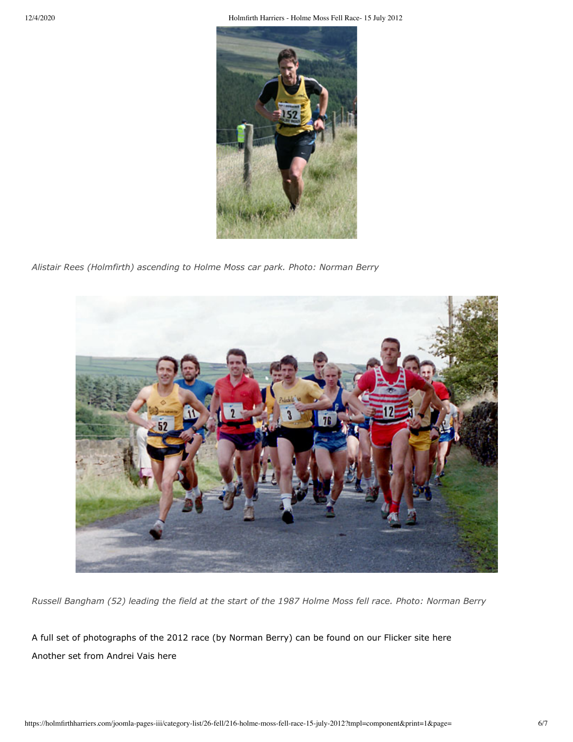*Alistair Rees (Holmfirth) ascending to Holme Moss car park. Photo: Norman Berry*

*Russell Bangham (52) leading the field at the start of the 1987 Holme Moss fell race. Photo: Norman Berry*

A full set of photographs of the 2012 race (by Norman Berry) can be found on our Flicker site here

Another set from Andrei Vais here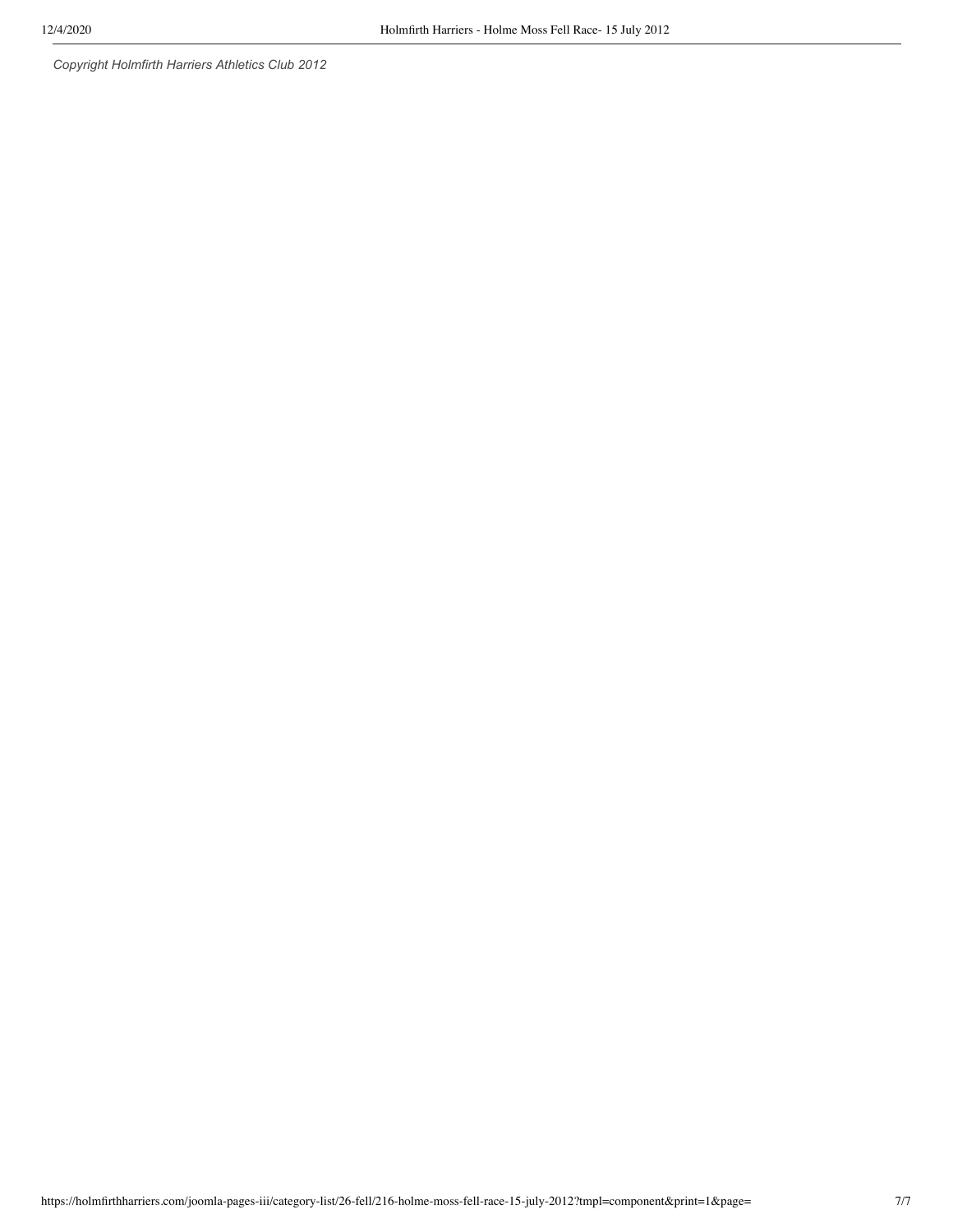*Copyright Holmfirth Harriers Athletics Club 2012*